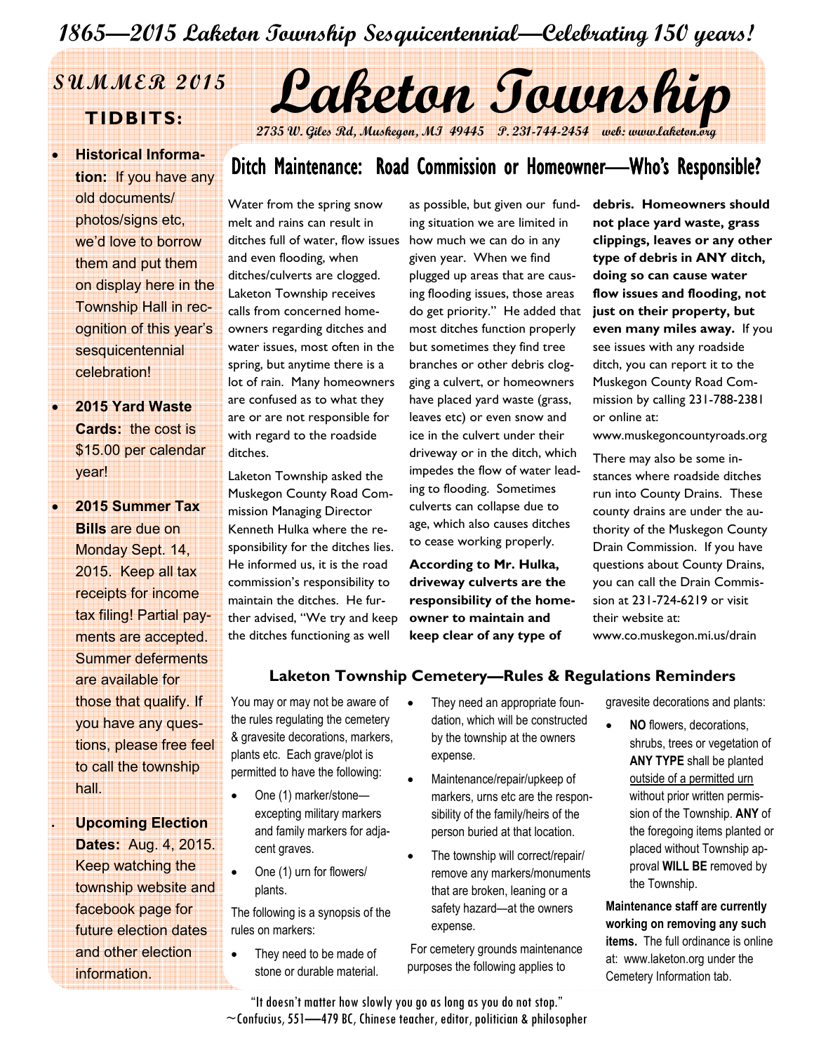*1865—2015 Laketon Township Sesquicentennial—Celebrating 150 years!*

# Laketon Township

*2735 W. Giles Rd, Muskegon, MI 49445 P. 231-744-2454 web: www.laketon.org*

**SUMMER 2015**

**TIDBITS:**

- **Historical Information:** If you have any old documents/ photos/signs etc, we'd love to borrow them and put them on display here in the Township Hall in recognition of this year's sesquicentennial celebration!
- **2015 Yard Waste Cards:** the cost is $15.00 per calendar year!
- **2015 Summer Tax Bills** are due on Monday Sept. 14, 2015. Keep all tax receipts for income tax filing! Partial payments are accepted. Summer deferments are available for those that qualify. If you have any questions, please free feel to call the township hall.
- **Upcoming Election Dates:** Aug. 4, 2015. Keep watching the township website and facebook page for future election dates and other election information.

## Ditch Maintenance: Road Commission or Homeowner—Who's Responsible?

Water from the spring snow melt and rains can result in ditches full of water, flow issues and even flooding, when ditches/culverts are clogged. Laketon Township receives calls from concerned homeowners regarding ditches and water issues, most often in the spring, but anytime there is a lot of rain. Many homeowners are confused as to what they are or are not responsible for with regard to the roadside ditches.

Laketon Township asked the Muskegon County Road Commission Managing Director Kenneth Hulka where the responsibility for the ditches lies. He informed us, it is the road commission's responsibility to maintain the ditches. He further advised, "We try and keep the ditches functioning as well as possible, but given our funding situation we are limited in how much we can do in any given year. When we find plugged up areas that are causing flooding issues, those areas do get priority." He added that most ditches function properly but sometimes they find tree branches or other debris clogging a culvert, or homeowners have placed yard waste (grass, leaves etc) or even snow and ice in the culvert under their driveway or in the ditch, which impedes the flow of water leading to flooding. Sometimes culverts can collapse due to age, which also causes ditches to cease working properly.

**According to Mr. Hulka, driveway culverts are the responsibility of the homeowner to maintain and keep clear of any type of debris. Homeowners should not place yard waste, grass clippings, leaves or any other type of debris in ANY ditch, doing so can cause water flow issues and flooding, not just on their property, but even many miles away.** If you see issues with any roadside ditch, you can report it to the Muskegon County Road Commission by calling 231-788-2381 or online at: www.muskegoncountyroads.org

There may also be some instances where roadside ditches run into County Drains. These county drains are under the authority of the Muskegon County Drain Commission. If you have questions about County Drains, you can call the Drain Commission at 231-724-6219 or visit their website at: www.co.muskegon.mi.us/drain

## Laketon Township Cemetery—Rules & Regulations Reminders

You may or may not be aware of the rules regulating the cemetery & gravesite decorations, markers, plants etc. Each grave/plot is permitted to have the following:

- One (1) marker/stone—excepting military markers and family markers for adjacent graves.
- One (1) urn for flowers/ plants.

The following is a synopsis of the rules on markers:

- They need to be made of stone or durable material.
- They need an appropriate foundation, which will be constructed by the township at the owners expense.
- Maintenance/repair/upkeep of markers, urns etc are the responsibility of the family/heirs of the person buried at that location.
- The township will correct/repair/ remove any markers/monuments that are broken, leaning or a safety hazard—at the owners expense.

For cemetery grounds maintenance purposes the following applies to gravesite decorations and plants:

- **NO** flowers, decorations, shrubs, trees or vegetation of **ANY TYPE** shall be planted <u>outside of a permitted urn</u> without prior written permission of the Township. **ANY** of the foregoing items planted or placed without Township approval **WILL BE** removed by the Township.

**Maintenance staff are currently working on removing any such items.** The full ordinance is online at: www.laketon.org under the Cemetery Information tab.

"It doesn't matter how slowly you go as long as you do not stop."
~Confucius, 551—479 BC, Chinese teacher, editor, politician & philosopher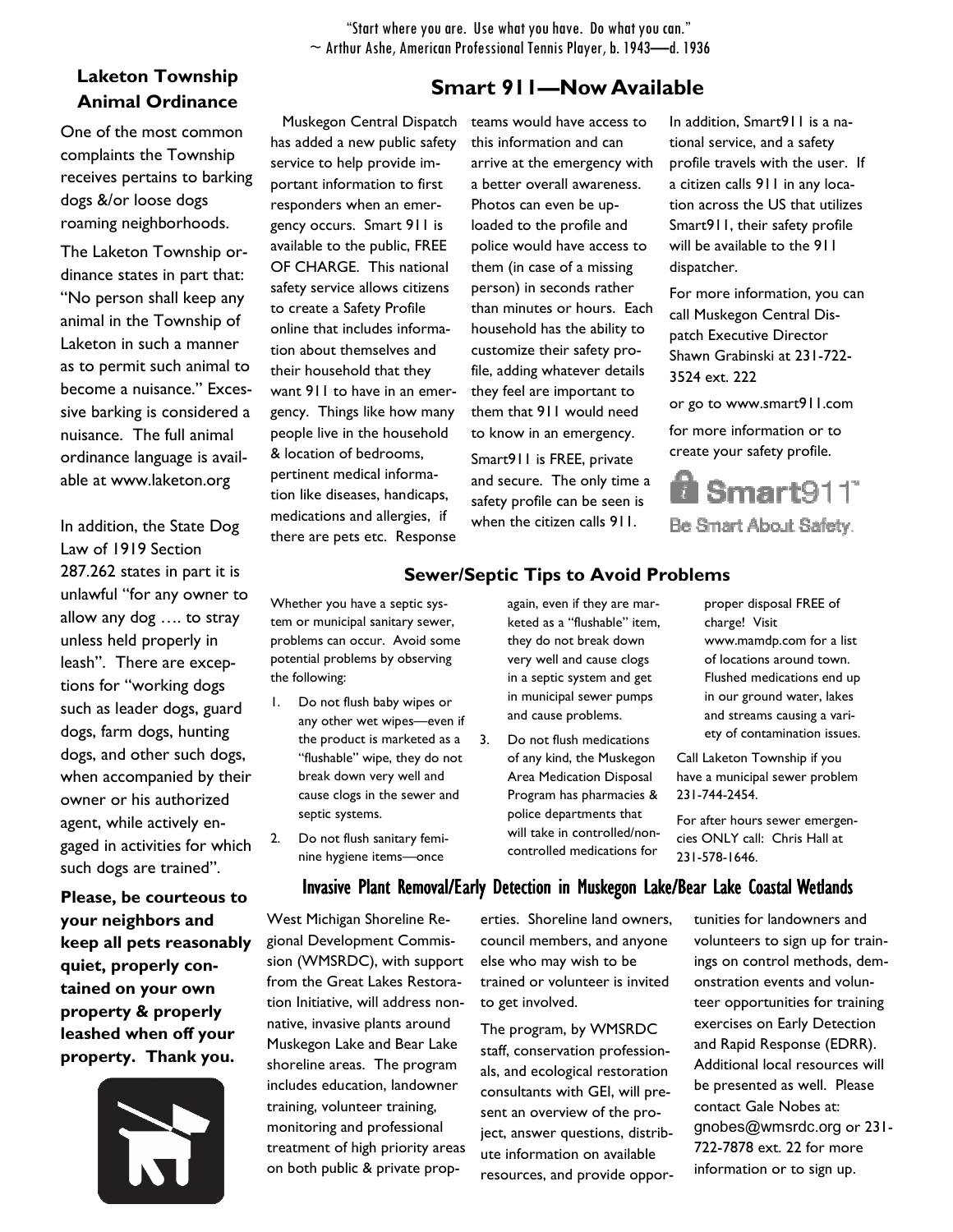"Start where you are. Use what you have. Do what you can."
~ Arthur Ashe, American Professional Tennis Player, b. 1943—d. 1936

## Laketon Township Animal Ordinance

One of the most common complaints the Township receives pertains to barking dogs &/or loose dogs roaming neighborhoods.

The Laketon Township ordinance states in part that: "No person shall keep any animal in the Township of Laketon in such a manner as to permit such animal to become a nuisance." Excessive barking is considered a nuisance. The full animal ordinance language is available at www.laketon.org

In addition, the State Dog Law of 1919 Section 287.262 states in part it is unlawful "for any owner to allow any dog …. to stray unless held properly in leash". There are exceptions for "working dogs such as leader dogs, guard dogs, farm dogs, hunting dogs, and other such dogs, when accompanied by their owner or his authorized agent, while actively engaged in activities for which such dogs are trained".

**Please, be courteous to your neighbors and keep all pets reasonably quiet, properly contained on your own property & properly leashed when off your property. Thank you.**

## Smart 911—Now Available

Muskegon Central Dispatch has added a new public safety service to help provide important information to first responders when an emergency occurs. Smart 911 is available to the public, FREE OF CHARGE. This national safety service allows citizens to create a Safety Profile online that includes information about themselves and their household that they want 911 to have in an emergency. Things like how many people live in the household & location of bedrooms, pertinent medical information like diseases, handicaps, medications and allergies, if there are pets etc. Response teams would have access to this information and can arrive at the emergency with a better overall awareness. Photos can even be uploaded to the profile and police would have access to them (in case of a missing person) in seconds rather than minutes or hours. Each household has the ability to customize their safety profile, adding whatever details they feel are important to them that 911 would need to know in an emergency.

Smart911 is FREE, private and secure. The only time a safety profile can be seen is when the citizen calls 911.

In addition, Smart911 is a national service, and a safety profile travels with the user. If a citizen calls 911 in any location across the US that utilizes Smart911, their safety profile will be available to the 911 dispatcher.

For more information, you can call Muskegon Central Dispatch Executive Director Shawn Grabinski at 231-722-3524 ext. 222

or go to www.smart911.com

for more information or to create your safety profile.

Smart911™
Be Smart About Safety.

## Sewer/Septic Tips to Avoid Problems

Whether you have a septic system or municipal sanitary sewer, problems can occur. Avoid some potential problems by observing the following:

1. Do not flush baby wipes or any other wet wipes—even if the product is marketed as a "flushable" wipe, they do not break down very well and cause clogs in the sewer and septic systems.
2. Do not flush sanitary feminine hygiene items—once again, even if they are marketed as a "flushable" item, they do not break down very well and cause clogs in a septic system and get in municipal sewer pumps and cause problems.
3. Do not flush medications of any kind, the Muskegon Area Medication Disposal Program has pharmacies & police departments that will take in controlled/non-controlled medications for proper disposal FREE of charge! Visit www.mamdp.com for a list of locations around town. Flushed medications end up in our ground water, lakes and streams causing a variety of contamination issues.

Call Laketon Township if you have a municipal sewer problem 231-744-2454.

For after hours sewer emergencies ONLY call: Chris Hall at 231-578-1646.

## Invasive Plant Removal/Early Detection in Muskegon Lake/Bear Lake Coastal Wetlands

West Michigan Shoreline Regional Development Commission (WMSRDC), with support from the Great Lakes Restoration Initiative, will address non-native, invasive plants around Muskegon Lake and Bear Lake shoreline areas. The program includes education, landowner training, volunteer training, monitoring and professional treatment of high priority areas on both public & private properties. Shoreline land owners, council members, and anyone else who may wish to be trained or volunteer is invited to get involved.

The program, by WMSRDC staff, conservation professionals, and ecological restoration consultants with GEI, will present an overview of the project, answer questions, distribute information on available resources, and provide opportunities for landowners and volunteers to sign up for trainings on control methods, demonstration events and volunteer opportunities for training exercises on Early Detection and Rapid Response (EDRR). Additional local resources will be presented as well. Please contact Gale Nobes at: gnobes@wmsrdc.org or 231-722-7878 ext. 22 for more information or to sign up.